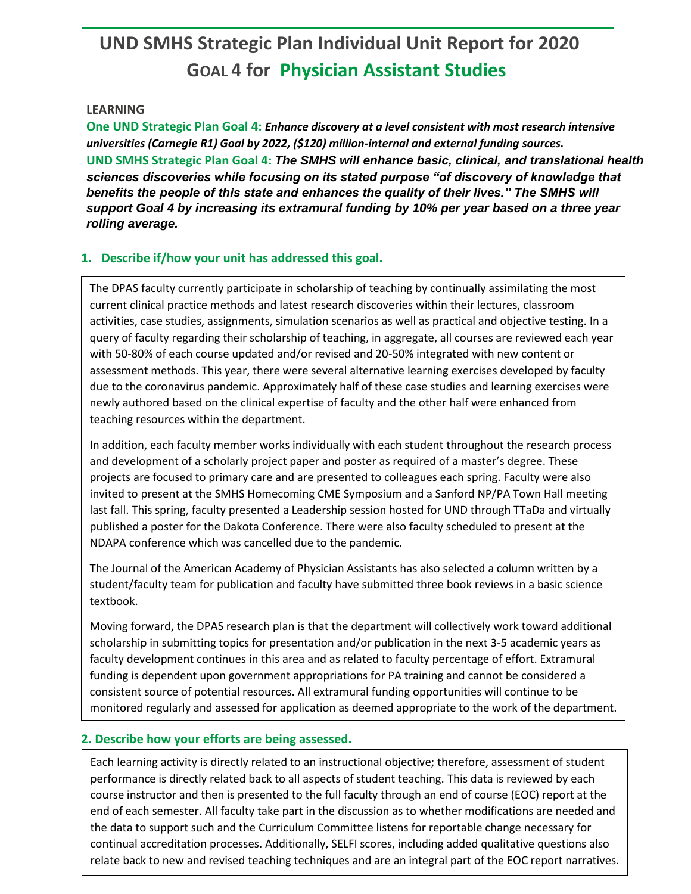# UND SMHS Strategic Plan Individual Unit Report for 2020

## GOAL 4 for Physician Assistant Studies

**LEARNING**

**One UND Strategic Plan Goal 4:** ***Enhance discovery at a level consistent with most research intensive universities (Carnegie R1) Goal by 2022, ($120) million-internal and external funding sources.***

**UND SMHS Strategic Plan Goal 4:** ***The SMHS will enhance basic, clinical, and translational health sciences discoveries while focusing on its stated purpose "of discovery of knowledge that benefits the people of this state and enhances the quality of their lives." The SMHS will support Goal 4 by increasing its extramural funding by 10% per year based on a three year rolling average.***

### 1. Describe if/how your unit has addressed this goal.

The DPAS faculty currently participate in scholarship of teaching by continually assimilating the most current clinical practice methods and latest research discoveries within their lectures, classroom activities, case studies, assignments, simulation scenarios as well as practical and objective testing. In a query of faculty regarding their scholarship of teaching, in aggregate, all courses are reviewed each year with 50-80% of each course updated and/or revised and 20-50% integrated with new content or assessment methods. This year, there were several alternative learning exercises developed by faculty due to the coronavirus pandemic. Approximately half of these case studies and learning exercises were newly authored based on the clinical expertise of faculty and the other half were enhanced from teaching resources within the department.

In addition, each faculty member works individually with each student throughout the research process and development of a scholarly project paper and poster as required of a master's degree. These projects are focused to primary care and are presented to colleagues each spring. Faculty were also invited to present at the SMHS Homecoming CME Symposium and a Sanford NP/PA Town Hall meeting last fall. This spring, faculty presented a Leadership session hosted for UND through TTaDa and virtually published a poster for the Dakota Conference. There were also faculty scheduled to present at the NDAPA conference which was cancelled due to the pandemic.

The Journal of the American Academy of Physician Assistants has also selected a column written by a student/faculty team for publication and faculty have submitted three book reviews in a basic science textbook.

Moving forward, the DPAS research plan is that the department will collectively work toward additional scholarship in submitting topics for presentation and/or publication in the next 3-5 academic years as faculty development continues in this area and as related to faculty percentage of effort. Extramural funding is dependent upon government appropriations for PA training and cannot be considered a consistent source of potential resources. All extramural funding opportunities will continue to be monitored regularly and assessed for application as deemed appropriate to the work of the department.

### 2. Describe how your efforts are being assessed.

Each learning activity is directly related to an instructional objective; therefore, assessment of student performance is directly related back to all aspects of student teaching. This data is reviewed by each course instructor and then is presented to the full faculty through an end of course (EOC) report at the end of each semester. All faculty take part in the discussion as to whether modifications are needed and the data to support such and the Curriculum Committee listens for reportable change necessary for continual accreditation processes. Additionally, SELFI scores, including added qualitative questions also relate back to new and revised teaching techniques and are an integral part of the EOC report narratives.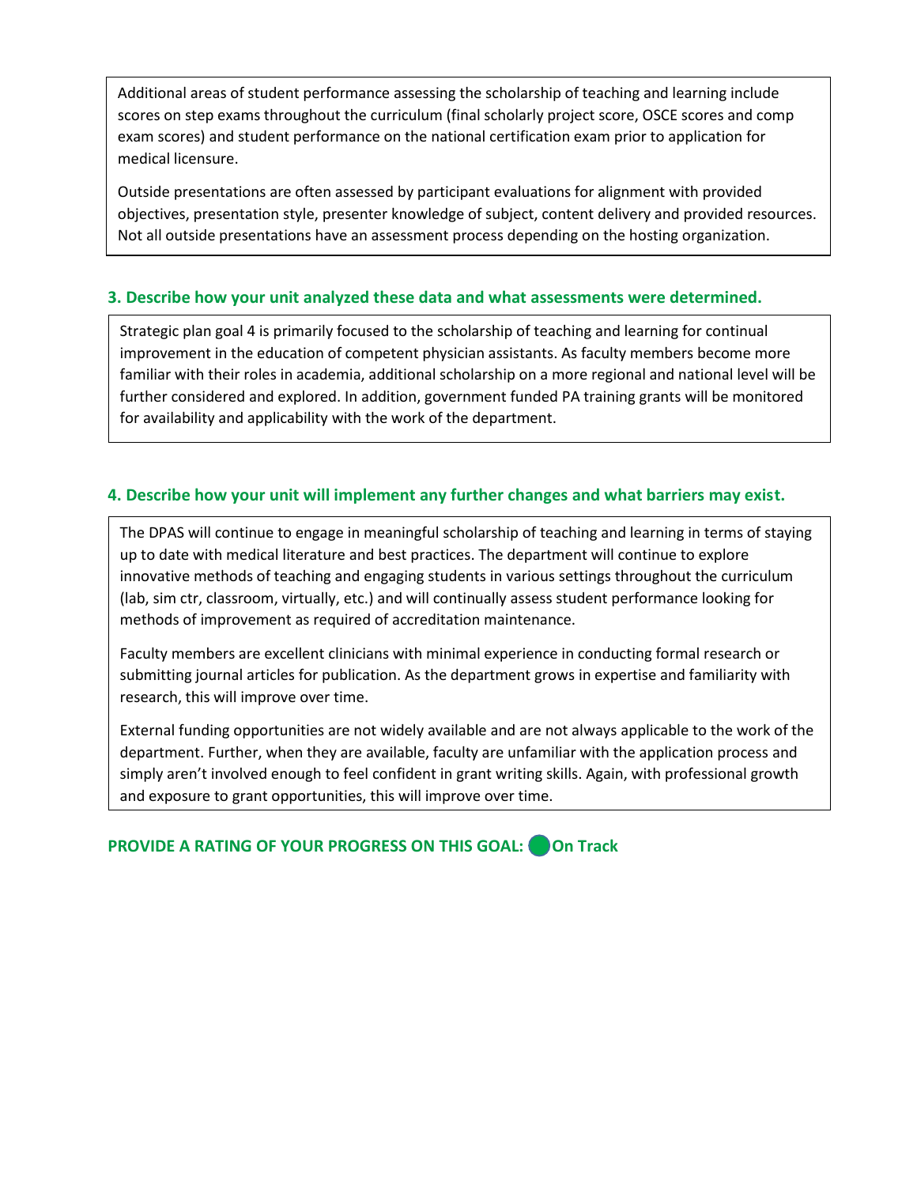Additional areas of student performance assessing the scholarship of teaching and learning include scores on step exams throughout the curriculum (final scholarly project score, OSCE scores and comp exam scores) and student performance on the national certification exam prior to application for medical licensure.

Outside presentations are often assessed by participant evaluations for alignment with provided objectives, presentation style, presenter knowledge of subject, content delivery and provided resources. Not all outside presentations have an assessment process depending on the hosting organization.

### 3. Describe how your unit analyzed these data and what assessments were determined.

Strategic plan goal 4 is primarily focused to the scholarship of teaching and learning for continual improvement in the education of competent physician assistants. As faculty members become more familiar with their roles in academia, additional scholarship on a more regional and national level will be further considered and explored. In addition, government funded PA training grants will be monitored for availability and applicability with the work of the department.

### 4. Describe how your unit will implement any further changes and what barriers may exist.

The DPAS will continue to engage in meaningful scholarship of teaching and learning in terms of staying up to date with medical literature and best practices. The department will continue to explore innovative methods of teaching and engaging students in various settings throughout the curriculum (lab, sim ctr, classroom, virtually, etc.) and will continually assess student performance looking for methods of improvement as required of accreditation maintenance.

Faculty members are excellent clinicians with minimal experience in conducting formal research or submitting journal articles for publication. As the department grows in expertise and familiarity with research, this will improve over time.

External funding opportunities are not widely available and are not always applicable to the work of the department. Further, when they are available, faculty are unfamiliar with the application process and simply aren't involved enough to feel confident in grant writing skills. Again, with professional growth and exposure to grant opportunities, this will improve over time.

**PROVIDE A RATING OF YOUR PROGRESS ON THIS GOAL: On Track**